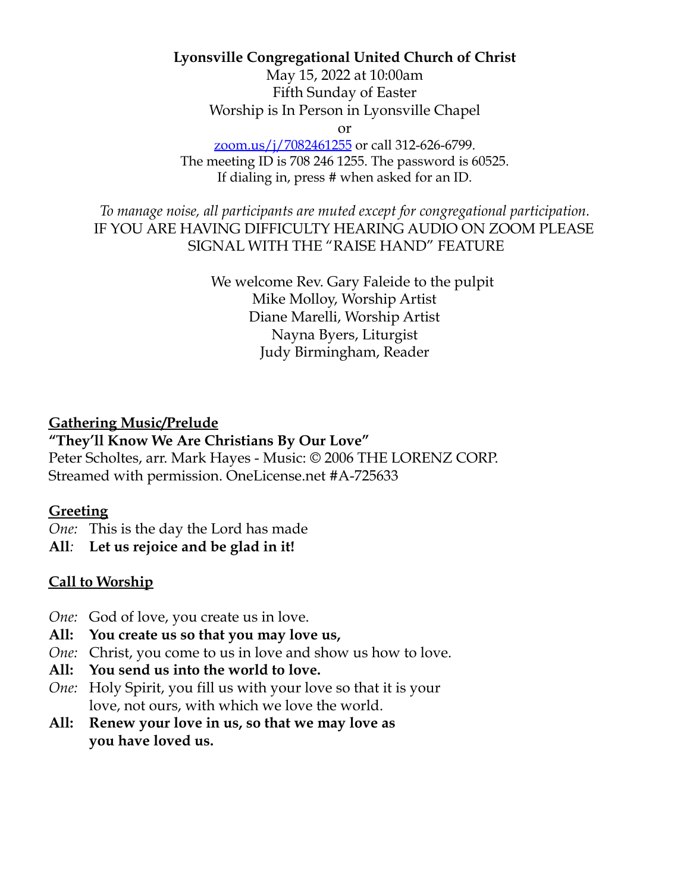**Lyonsville Congregational United Church of Christ**
May 15, 2022 at 10:00am
Fifth Sunday of Easter
Worship is In Person in Lyonsville Chapel
or
[zoom.us/j/7082461255](https://zoom.us/j/7082461255) or call 312-626-6799.
The meeting ID is 708 246 1255. The password is 60525.
If dialing in, press # when asked for an ID.

*To manage noise, all participants are muted except for congregational participation.*
IF YOU ARE HAVING DIFFICULTY HEARING AUDIO ON ZOOM PLEASE SIGNAL WITH THE "RAISE HAND" FEATURE

We welcome Rev. Gary Faleide to the pulpit
Mike Molloy, Worship Artist
Diane Marelli, Worship Artist
Nayna Byers, Liturgist
Judy Birmingham, Reader

**Gathering Music/Prelude**

**"They'll Know We Are Christians By Our Love"**
Peter Scholtes, arr. Mark Hayes - Music: © 2006 THE LORENZ CORP.
Streamed with permission. OneLicense.net #A-725633

**Greeting**

*One:* This is the day the Lord has made
**All: Let us rejoice and be glad in it!**

**Call to Worship**

*One:* God of love, you create us in love.
**All: You create us so that you may love us,**
*One:* Christ, you come to us in love and show us how to love.
**All: You send us into the world to love.**
*One:* Holy Spirit, you fill us with your love so that it is your love, not ours, with which we love the world.
**All: Renew your love in us, so that we may love as you have loved us.**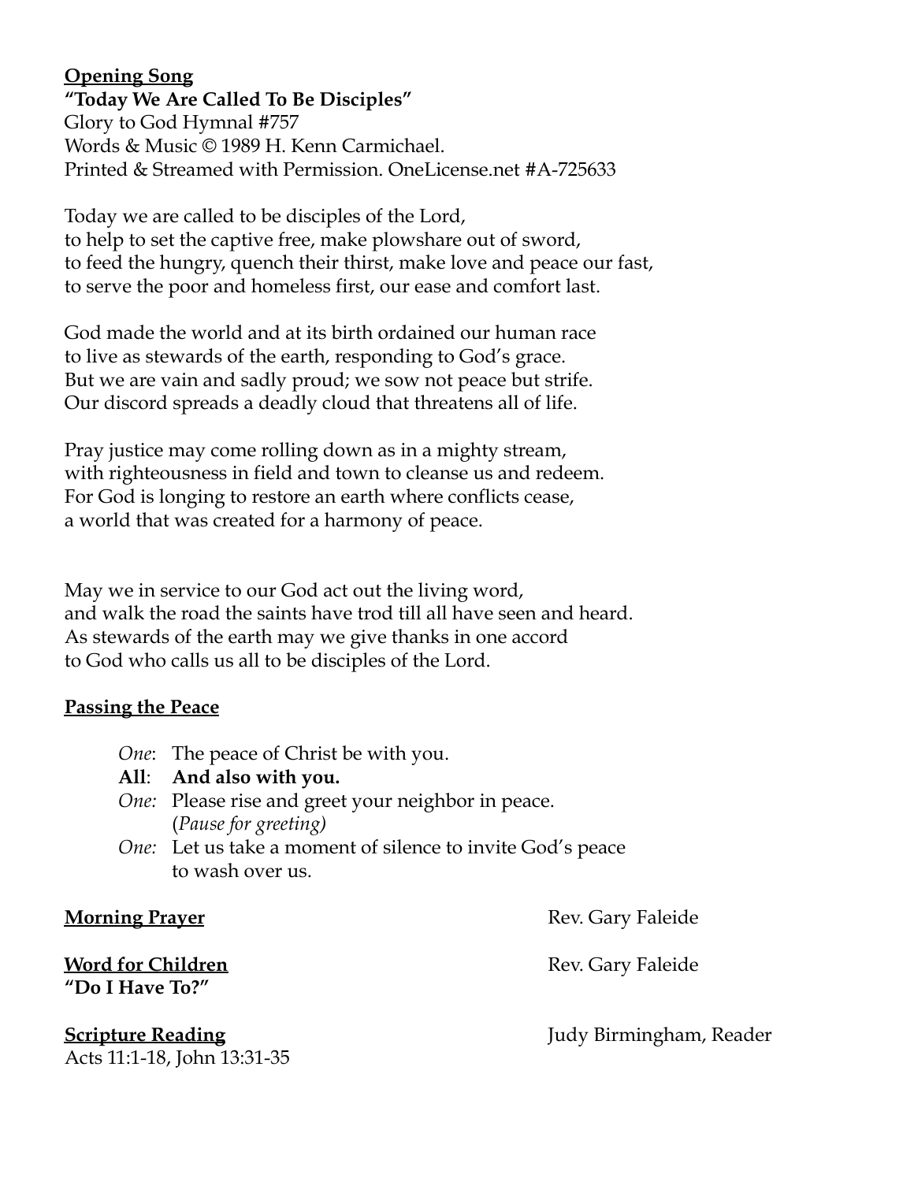**Opening Song**

**"Today We Are Called To Be Disciples"**
Glory to God Hymnal #757
Words & Music © 1989 H. Kenn Carmichael.
Printed & Streamed with Permission. OneLicense.net #A-725633

Today we are called to be disciples of the Lord,
to help to set the captive free, make plowshare out of sword,
to feed the hungry, quench their thirst, make love and peace our fast,
to serve the poor and homeless first, our ease and comfort last.

God made the world and at its birth ordained our human race
to live as stewards of the earth, responding to God's grace.
But we are vain and sadly proud; we sow not peace but strife.
Our discord spreads a deadly cloud that threatens all of life.

Pray justice may come rolling down as in a mighty stream,
with righteousness in field and town to cleanse us and redeem.
For God is longing to restore an earth where conflicts cease,
a world that was created for a harmony of peace.

May we in service to our God act out the living word,
and walk the road the saints have trod till all have seen and heard.
As stewards of the earth may we give thanks in one accord
to God who calls us all to be disciples of the Lord.

**Passing the Peace**

*One*: The peace of Christ be with you.
**All**: **And also with you.**
*One:* Please rise and greet your neighbor in peace.
(*Pause for greeting)*
*One:* Let us take a moment of silence to invite God's peace to wash over us.

**Morning Prayer** — Rev. Gary Faleide

**Word for Children** — Rev. Gary Faleide
**"Do I Have To?"**

**Scripture Reading** — Judy Birmingham, Reader
Acts 11:1-18, John 13:31-35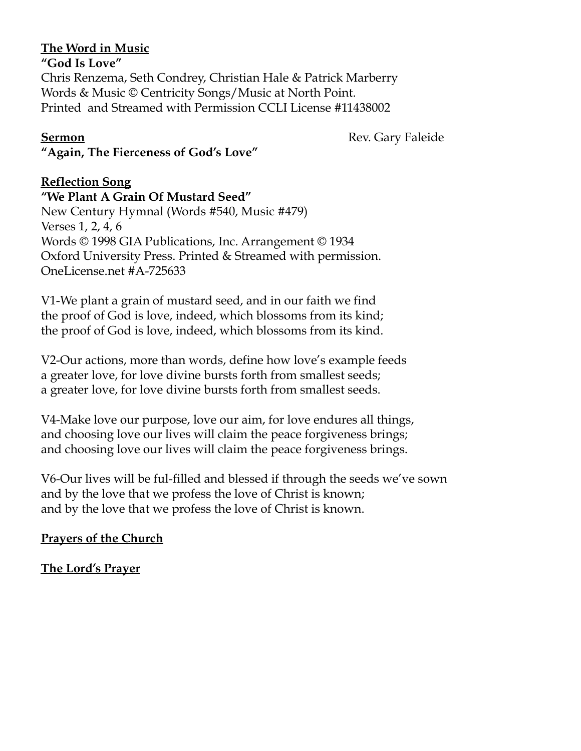**<u>The Word in Music</u>**

**"God Is Love"**

Chris Renzema, Seth Condrey, Christian Hale & Patrick Marberry
Words & Music © Centricity Songs/Music at North Point.
Printed and Streamed with Permission CCLI License #11438002

**<u>Sermon</u>** Rev. Gary Faleide

**"Again, The Fierceness of God's Love"**

**<u>Reflection Song</u>**

**"We Plant A Grain Of Mustard Seed"**

New Century Hymnal (Words #540, Music #479)
Verses 1, 2, 4, 6
Words © 1998 GIA Publications, Inc. Arrangement © 1934
Oxford University Press. Printed & Streamed with permission.
OneLicense.net #A-725633

V1-We plant a grain of mustard seed, and in our faith we find
the proof of God is love, indeed, which blossoms from its kind;
the proof of God is love, indeed, which blossoms from its kind.

V2-Our actions, more than words, define how love's example feeds
a greater love, for love divine bursts forth from smallest seeds;
a greater love, for love divine bursts forth from smallest seeds.

V4-Make love our purpose, love our aim, for love endures all things,
and choosing love our lives will claim the peace forgiveness brings;
and choosing love our lives will claim the peace forgiveness brings.

V6-Our lives will be ful-filled and blessed if through the seeds we've sown
and by the love that we profess the love of Christ is known;
and by the love that we profess the love of Christ is known.

**<u>Prayers of the Church</u>**

**<u>The Lord's Prayer</u>**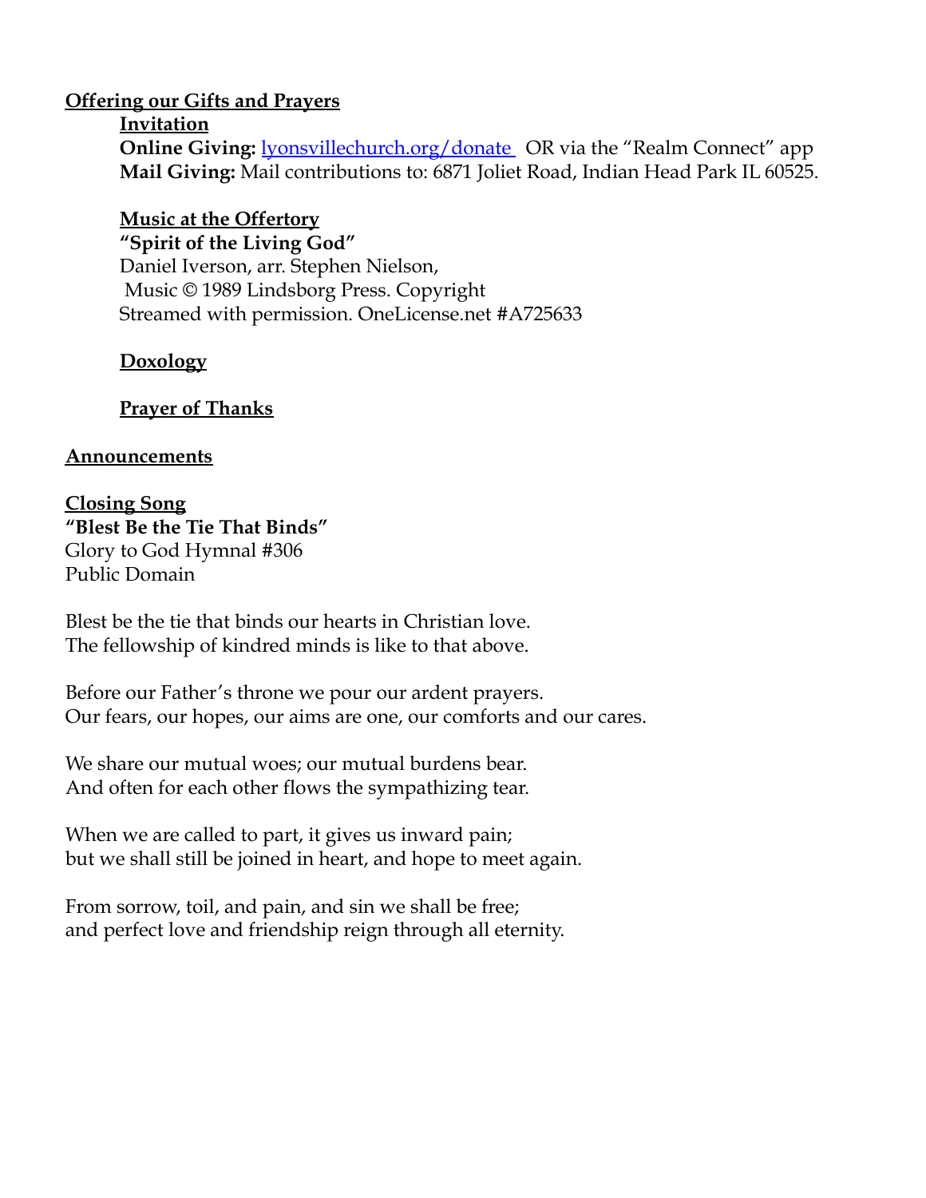## Offering our Gifts and Prayers

### Invitation

**Online Giving:** [lyonsvillechurch.org/donate](lyonsvillechurch.org/donate) OR via the "Realm Connect" app
**Mail Giving:** Mail contributions to: 6871 Joliet Road, Indian Head Park IL 60525.

### Music at the Offertory

**"Spirit of the Living God"**
Daniel Iverson, arr. Stephen Nielson,
Music © 1989 Lindsborg Press. Copyright
Streamed with permission. OneLicense.net #A725633

### Doxology

### Prayer of Thanks

## Announcements

## Closing Song

**"Blest Be the Tie That Binds"**
Glory to God Hymnal #306
Public Domain

Blest be the tie that binds our hearts in Christian love.
The fellowship of kindred minds is like to that above.

Before our Father's throne we pour our ardent prayers.
Our fears, our hopes, our aims are one, our comforts and our cares.

We share our mutual woes; our mutual burdens bear.
And often for each other flows the sympathizing tear.

When we are called to part, it gives us inward pain;
but we shall still be joined in heart, and hope to meet again.

From sorrow, toil, and pain, and sin we shall be free;
and perfect love and friendship reign through all eternity.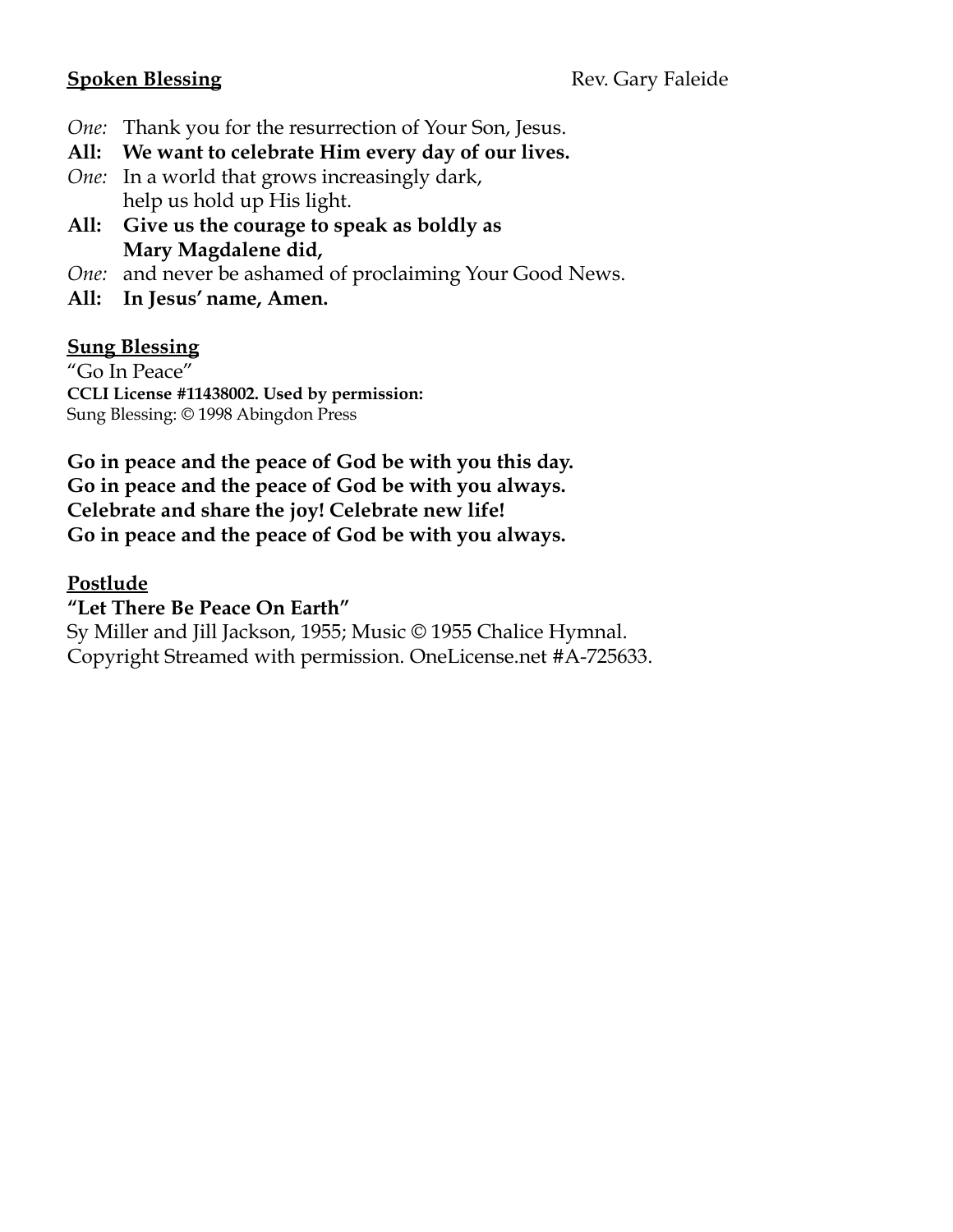**Spoken Blessing** Rev. Gary Faleide

*One:* Thank you for the resurrection of Your Son, Jesus.
**All: We want to celebrate Him every day of our lives.**
*One:* In a world that grows increasingly dark,
help us hold up His light.
**All: Give us the courage to speak as boldly as
Mary Magdalene did,**
*One:* and never be ashamed of proclaiming Your Good News.
**All: In Jesus' name, Amen.**

**Sung Blessing**
"Go In Peace"
**CCLI License #11438002. Used by permission:**
Sung Blessing: © 1998 Abingdon Press

**Go in peace and the peace of God be with you this day.
Go in peace and the peace of God be with you always.
Celebrate and share the joy! Celebrate new life!
Go in peace and the peace of God be with you always.**

**Postlude**
**"Let There Be Peace On Earth"**
Sy Miller and Jill Jackson, 1955; Music © 1955 Chalice Hymnal.
Copyright Streamed with permission. OneLicense.net #A-725633.